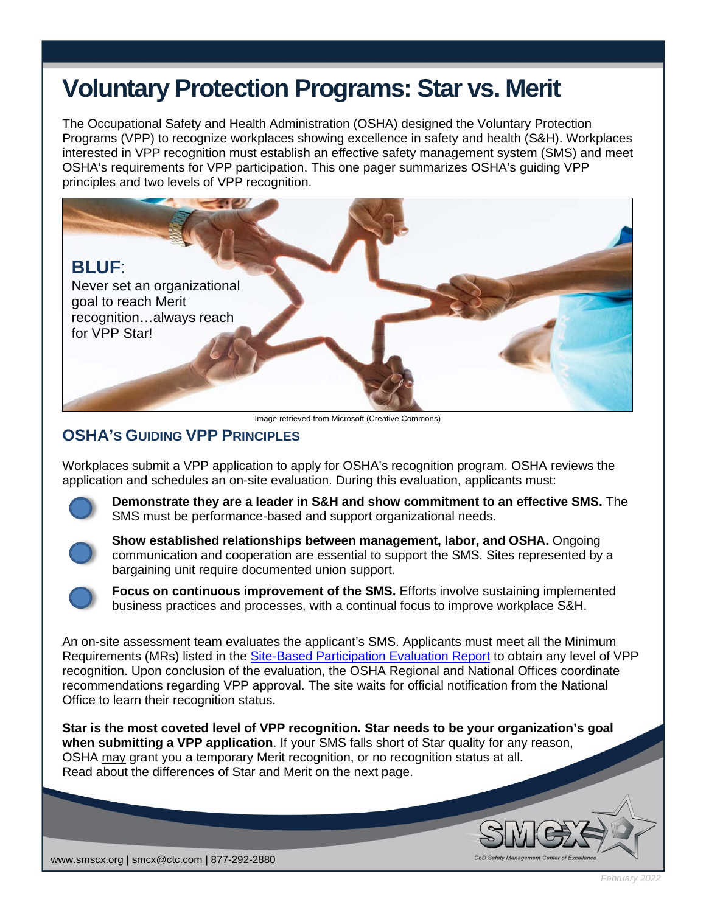# Voluntary Protection Programs: Star vs. Merit

The Occupational Safety and Health Administration (OSHA) designed the Voluntary Protection Programs (VPP) to recognize workplaces showing excellence in safety and health (S&H). Workplaces interested in VPP recognition must establish an effective safety management system (SMS) and meet OSHA's requirements for VPP participation. This one pager summarizes OSHA's guiding VPP principles and two levels of VPP recognition.

**BLUF**:
Never set an organizational goal to reach Merit recognition…always reach for VPP Star!

Image retrieved from Microsoft (Creative Commons)

## OSHA's Guiding VPP Principles

Workplaces submit a VPP application to apply for OSHA's recognition program. OSHA reviews the application and schedules an on-site evaluation. During this evaluation, applicants must:

- **Demonstrate they are a leader in S&H and show commitment to an effective SMS.** The SMS must be performance-based and support organizational needs.
- **Show established relationships between management, labor, and OSHA.** Ongoing communication and cooperation are essential to support the SMS. Sites represented by a bargaining unit require documented union support.
- **Focus on continuous improvement of the SMS.** Efforts involve sustaining implemented business practices and processes, with a continual focus to improve workplace S&H.

An on-site assessment team evaluates the applicant's SMS. Applicants must meet all the Minimum Requirements (MRs) listed in the Site-Based Participation Evaluation Report to obtain any level of VPP recognition. Upon conclusion of the evaluation, the OSHA Regional and National Offices coordinate recommendations regarding VPP approval. The site waits for official notification from the National Office to learn their recognition status.

**Star is the most coveted level of VPP recognition. Star needs to be your organization's goal when submitting a VPP application**. If your SMS falls short of Star quality for any reason, OSHA may grant you a temporary Merit recognition, or no recognition status at all. Read about the differences of Star and Merit on the next page.

www.smscx.org | smcx@ctc.com | 877-292-2880

SMCX DoD Safety Management Center of Excellence

*February 2022*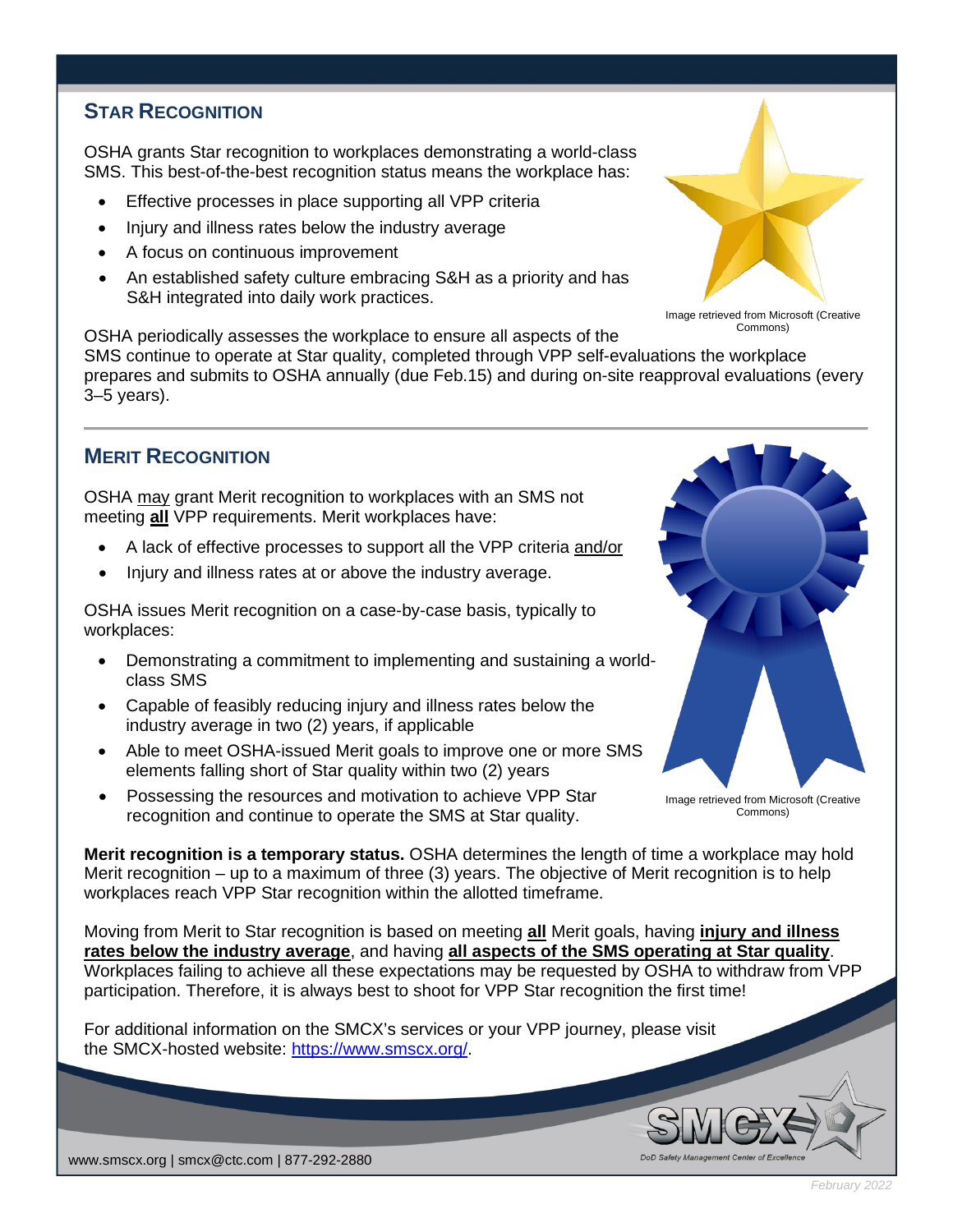## Star Recognition

OSHA grants Star recognition to workplaces demonstrating a world-class SMS. This best-of-the-best recognition status means the workplace has:

- Effective processes in place supporting all VPP criteria
- Injury and illness rates below the industry average
- A focus on continuous improvement
- An established safety culture embracing S&H as a priority and has S&H integrated into daily work practices.

Image retrieved from Microsoft (Creative Commons)

OSHA periodically assesses the workplace to ensure all aspects of the SMS continue to operate at Star quality, completed through VPP self-evaluations the workplace prepares and submits to OSHA annually (due Feb.15) and during on-site reapproval evaluations (every 3–5 years).

## Merit Recognition

OSHA may grant Merit recognition to workplaces with an SMS not meeting **all** VPP requirements. Merit workplaces have:

- A lack of effective processes to support all the VPP criteria and/or
- Injury and illness rates at or above the industry average.

OSHA issues Merit recognition on a case-by-case basis, typically to workplaces:

- Demonstrating a commitment to implementing and sustaining a world-class SMS
- Capable of feasibly reducing injury and illness rates below the industry average in two (2) years, if applicable
- Able to meet OSHA-issued Merit goals to improve one or more SMS elements falling short of Star quality within two (2) years
- Possessing the resources and motivation to achieve VPP Star recognition and continue to operate the SMS at Star quality.

Image retrieved from Microsoft (Creative Commons)

**Merit recognition is a temporary status.** OSHA determines the length of time a workplace may hold Merit recognition – up to a maximum of three (3) years. The objective of Merit recognition is to help workplaces reach VPP Star recognition within the allotted timeframe.

Moving from Merit to Star recognition is based on meeting **all** Merit goals, having **injury and illness rates below the industry average**, and having **all aspects of the SMS operating at Star quality**. Workplaces failing to achieve all these expectations may be requested by OSHA to withdraw from VPP participation. Therefore, it is always best to shoot for VPP Star recognition the first time!

For additional information on the SMCX's services or your VPP journey, please visit the SMCX-hosted website: https://www.smcsx.org/.

www.smcx.org | smcx@ctc.com | 877-292-2880

SMCX DoD Safety Management Center of Excellence

*February 2022*